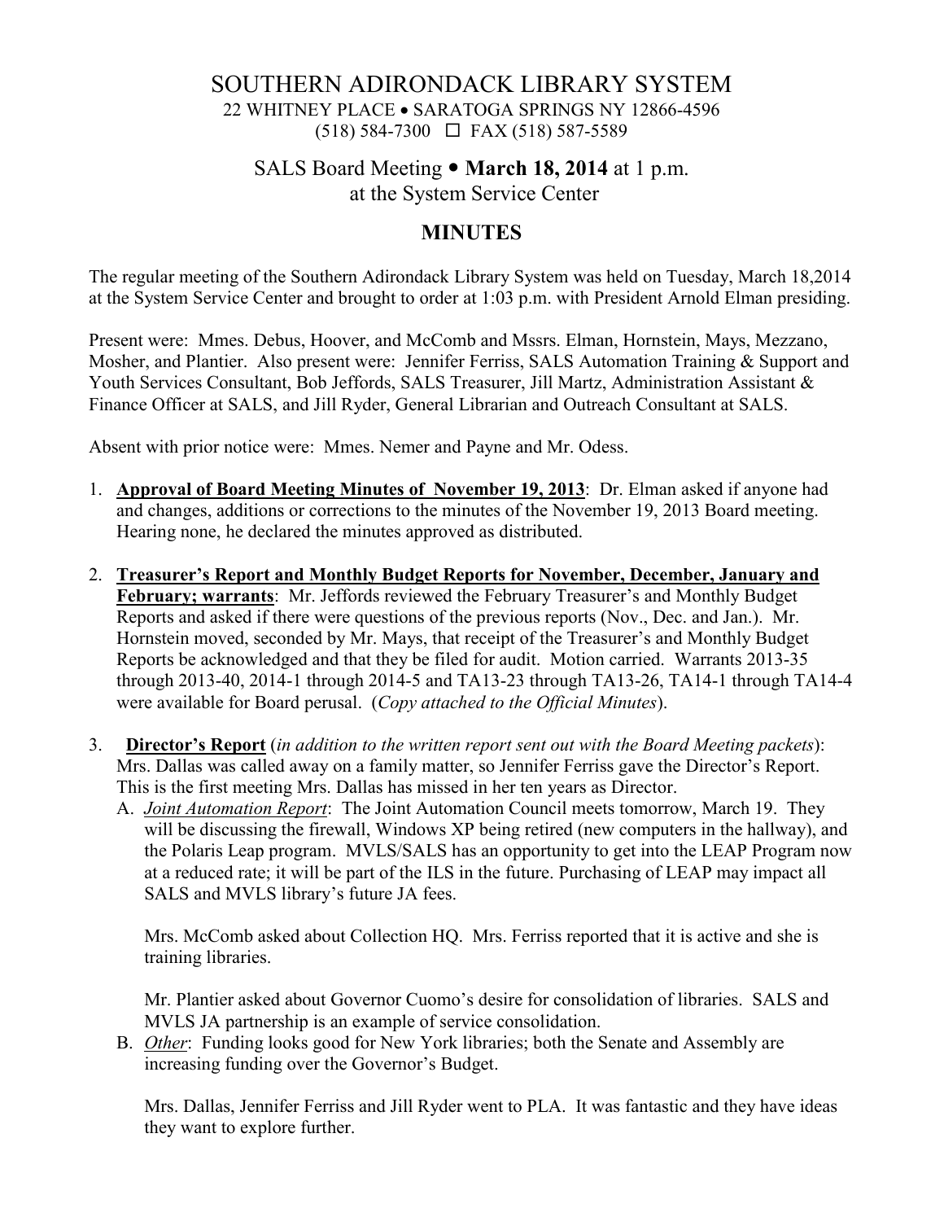# SOUTHERN ADIRONDACK LIBRARY SYSTEM

22 WHITNEY PLACE • SARATOGA SPRINGS NY 12866-4596
(518) 584-7300 ☐ FAX (518) 587-5589

## SALS Board Meeting • **March 18, 2014** at 1 p.m.
at the System Service Center

## MINUTES

The regular meeting of the Southern Adirondack Library System was held on Tuesday, March 18,2014 at the System Service Center and brought to order at 1:03 p.m. with President Arnold Elman presiding.

Present were: Mmes. Debus, Hoover, and McComb and Mssrs. Elman, Hornstein, Mays, Mezzano, Mosher, and Plantier. Also present were: Jennifer Ferriss, SALS Automation Training & Support and Youth Services Consultant, Bob Jeffords, SALS Treasurer, Jill Martz, Administration Assistant & Finance Officer at SALS, and Jill Ryder, General Librarian and Outreach Consultant at SALS.

Absent with prior notice were: Mmes. Nemer and Payne and Mr. Odess.

1. **Approval of Board Meeting Minutes of November 19, 2013**: Dr. Elman asked if anyone had and changes, additions or corrections to the minutes of the November 19, 2013 Board meeting. Hearing none, he declared the minutes approved as distributed.

2. **Treasurer's Report and Monthly Budget Reports for November, December, January and February; warrants**: Mr. Jeffords reviewed the February Treasurer's and Monthly Budget Reports and asked if there were questions of the previous reports (Nov., Dec. and Jan.). Mr. Hornstein moved, seconded by Mr. Mays, that receipt of the Treasurer's and Monthly Budget Reports be acknowledged and that they be filed for audit. Motion carried. Warrants 2013-35 through 2013-40, 2014-1 through 2014-5 and TA13-23 through TA13-26, TA14-1 through TA14-4 were available for Board perusal. (*Copy attached to the Official Minutes*).

3. **Director's Report** (*in addition to the written report sent out with the Board Meeting packets*): Mrs. Dallas was called away on a family matter, so Jennifer Ferriss gave the Director's Report. This is the first meeting Mrs. Dallas has missed in her ten years as Director.

   A. ***Joint Automation Report***: The Joint Automation Council meets tomorrow, March 19. They will be discussing the firewall, Windows XP being retired (new computers in the hallway), and the Polaris Leap program. MVLS/SALS has an opportunity to get into the LEAP Program now at a reduced rate; it will be part of the ILS in the future. Purchasing of LEAP may impact all SALS and MVLS library's future JA fees.

      Mrs. McComb asked about Collection HQ. Mrs. Ferriss reported that it is active and she is training libraries.

      Mr. Plantier asked about Governor Cuomo's desire for consolidation of libraries. SALS and MVLS JA partnership is an example of service consolidation.

   B. *Other*: Funding looks good for New York libraries; both the Senate and Assembly are increasing funding over the Governor's Budget.

      Mrs. Dallas, Jennifer Ferriss and Jill Ryder went to PLA. It was fantastic and they have ideas they want to explore further.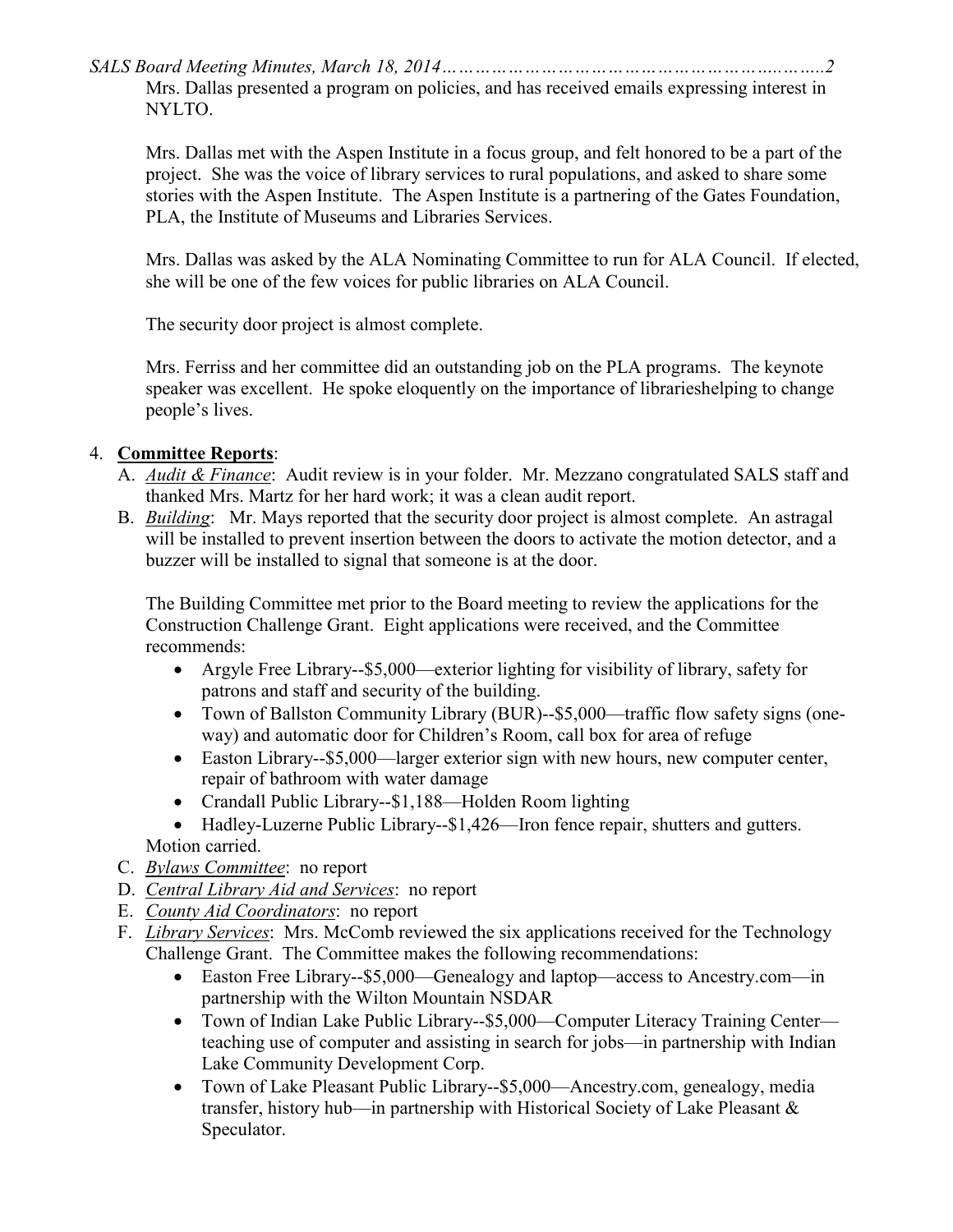Mrs. Dallas presented a program on policies, and has received emails expressing interest in NYLTO.

Mrs. Dallas met with the Aspen Institute in a focus group, and felt honored to be a part of the project. She was the voice of library services to rural populations, and asked to share some stories with the Aspen Institute. The Aspen Institute is a partnering of the Gates Foundation, PLA, the Institute of Museums and Libraries Services.

Mrs. Dallas was asked by the ALA Nominating Committee to run for ALA Council. If elected, she will be one of the few voices for public libraries on ALA Council.

The security door project is almost complete.

Mrs. Ferriss and her committee did an outstanding job on the PLA programs. The keynote speaker was excellent. He spoke eloquently on the importance of librarieshelping to change people's lives.

4. **Committee Reports**:
   A. *Audit & Finance*: Audit review is in your folder. Mr. Mezzano congratulated SALS staff and thanked Mrs. Martz for her hard work; it was a clean audit report.
   B. *Building*: Mr. Mays reported that the security door project is almost complete. An astragal will be installed to prevent insertion between the doors to activate the motion detector, and a buzzer will be installed to signal that someone is at the door.

      The Building Committee met prior to the Board meeting to review the applications for the Construction Challenge Grant. Eight applications were received, and the Committee recommends:
      - Argyle Free Library--$5,000—exterior lighting for visibility of library, safety for patrons and staff and security of the building.
      - Town of Ballston Community Library (BUR)--$5,000—traffic flow safety signs (one-way) and automatic door for Children's Room, call box for area of refuge
      - Easton Library--$5,000—larger exterior sign with new hours, new computer center, repair of bathroom with water damage
      - Crandall Public Library--$1,188—Holden Room lighting
      - Hadley-Luzerne Public Library--$1,426—Iron fence repair, shutters and gutters.

      Motion carried.
   C. *Bylaws Committee*: no report
   D. *Central Library Aid and Services*: no report
   E. *County Aid Coordinators*: no report
   F. *Library Services*: Mrs. McComb reviewed the six applications received for the Technology Challenge Grant. The Committee makes the following recommendations:
      - Easton Free Library--$5,000—Genealogy and laptop—access to Ancestry.com—in partnership with the Wilton Mountain NSDAR
      - Town of Indian Lake Public Library--$5,000—Computer Literacy Training Center—teaching use of computer and assisting in search for jobs—in partnership with Indian Lake Community Development Corp.
      - Town of Lake Pleasant Public Library--$5,000—Ancestry.com, genealogy, media transfer, history hub—in partnership with Historical Society of Lake Pleasant & Speculator.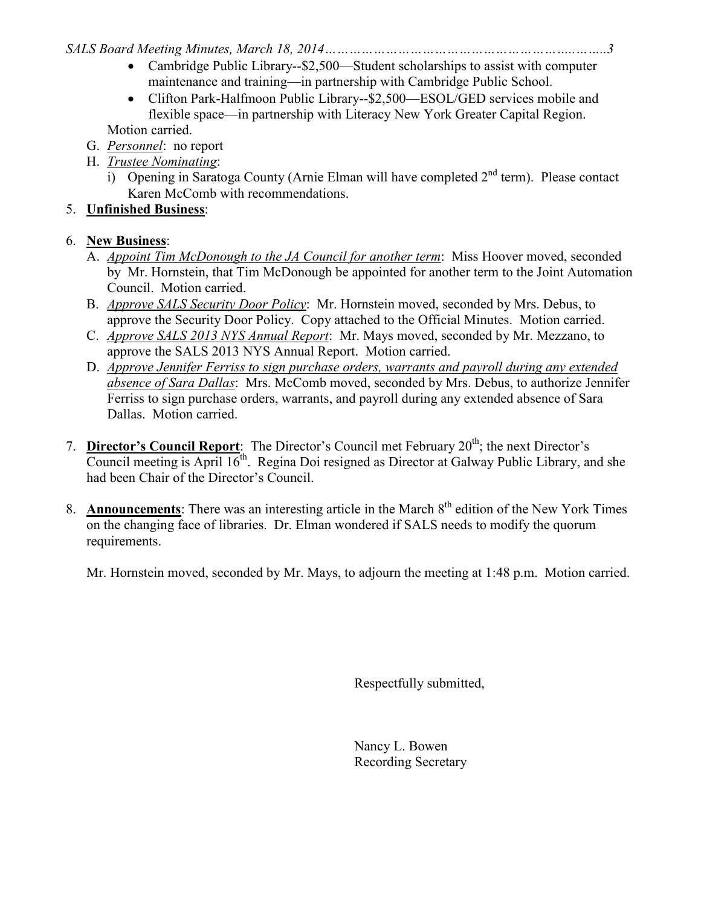- Cambridge Public Library--$2,500—Student scholarships to assist with computer maintenance and training—in partnership with Cambridge Public School.
- Clifton Park-Halfmoon Public Library--$2,500—ESOL/GED services mobile and flexible space—in partnership with Literacy New York Greater Capital Region.

Motion carried.

G. *Personnel*: no report

H. *Trustee Nominating*:

i) Opening in Saratoga County (Arnie Elman will have completed 2nd term). Please contact Karen McComb with recommendations.

5. **Unfinished Business**:

6. **New Business**:

A. *Appoint Tim McDonough to the JA Council for another term*: Miss Hoover moved, seconded by Mr. Hornstein, that Tim McDonough be appointed for another term to the Joint Automation Council. Motion carried.

B. *Approve SALS Security Door Policy*: Mr. Hornstein moved, seconded by Mrs. Debus, to approve the Security Door Policy. Copy attached to the Official Minutes. Motion carried.

C. *Approve SALS 2013 NYS Annual Report*: Mr. Mays moved, seconded by Mr. Mezzano, to approve the SALS 2013 NYS Annual Report. Motion carried.

D. *Approve Jennifer Ferriss to sign purchase orders, warrants and payroll during any extended absence of Sara Dallas*: Mrs. McComb moved, seconded by Mrs. Debus, to authorize Jennifer Ferriss to sign purchase orders, warrants, and payroll during any extended absence of Sara Dallas. Motion carried.

7. **Director's Council Report**: The Director's Council met February 20th; the next Director's Council meeting is April 16th. Regina Doi resigned as Director at Galway Public Library, and she had been Chair of the Director's Council.

8. **Announcements**: There was an interesting article in the March 8th edition of the New York Times on the changing face of libraries. Dr. Elman wondered if SALS needs to modify the quorum requirements.

Mr. Hornstein moved, seconded by Mr. Mays, to adjourn the meeting at 1:48 p.m. Motion carried.

Respectfully submitted,

Nancy L. Bowen
Recording Secretary